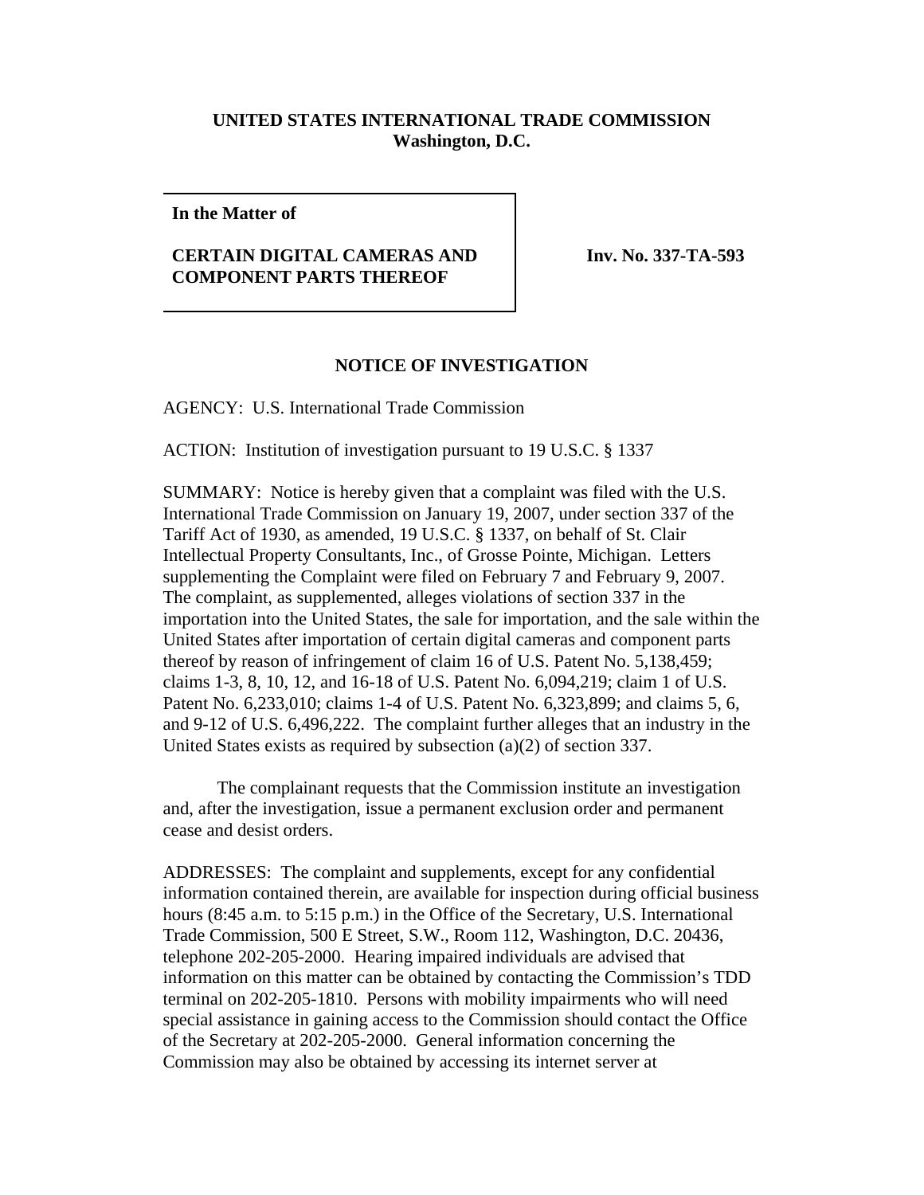**UNITED STATES INTERNATIONAL TRADE COMMISSION**
**Washington, D.C.**

| **In the Matter of**<br><br>**CERTAIN DIGITAL CAMERAS AND COMPONENT PARTS THEREOF** | **Inv. No. 337-TA-593** |
|---|---|

## NOTICE OF INVESTIGATION

AGENCY: U.S. International Trade Commission

ACTION: Institution of investigation pursuant to 19 U.S.C. § 1337

SUMMARY: Notice is hereby given that a complaint was filed with the U.S. International Trade Commission on January 19, 2007, under section 337 of the Tariff Act of 1930, as amended, 19 U.S.C. § 1337, on behalf of St. Clair Intellectual Property Consultants, Inc., of Grosse Pointe, Michigan. Letters supplementing the Complaint were filed on February 7 and February 9, 2007. The complaint, as supplemented, alleges violations of section 337 in the importation into the United States, the sale for importation, and the sale within the United States after importation of certain digital cameras and component parts thereof by reason of infringement of claim 16 of U.S. Patent No. 5,138,459; claims 1-3, 8, 10, 12, and 16-18 of U.S. Patent No. 6,094,219; claim 1 of U.S. Patent No. 6,233,010; claims 1-4 of U.S. Patent No. 6,323,899; and claims 5, 6, and 9-12 of U.S. 6,496,222. The complaint further alleges that an industry in the United States exists as required by subsection (a)(2) of section 337.

The complainant requests that the Commission institute an investigation and, after the investigation, issue a permanent exclusion order and permanent cease and desist orders.

ADDRESSES: The complaint and supplements, except for any confidential information contained therein, are available for inspection during official business hours (8:45 a.m. to 5:15 p.m.) in the Office of the Secretary, U.S. International Trade Commission, 500 E Street, S.W., Room 112, Washington, D.C. 20436, telephone 202-205-2000. Hearing impaired individuals are advised that information on this matter can be obtained by contacting the Commission's TDD terminal on 202-205-1810. Persons with mobility impairments who will need special assistance in gaining access to the Commission should contact the Office of the Secretary at 202-205-2000. General information concerning the Commission may also be obtained by accessing its internet server at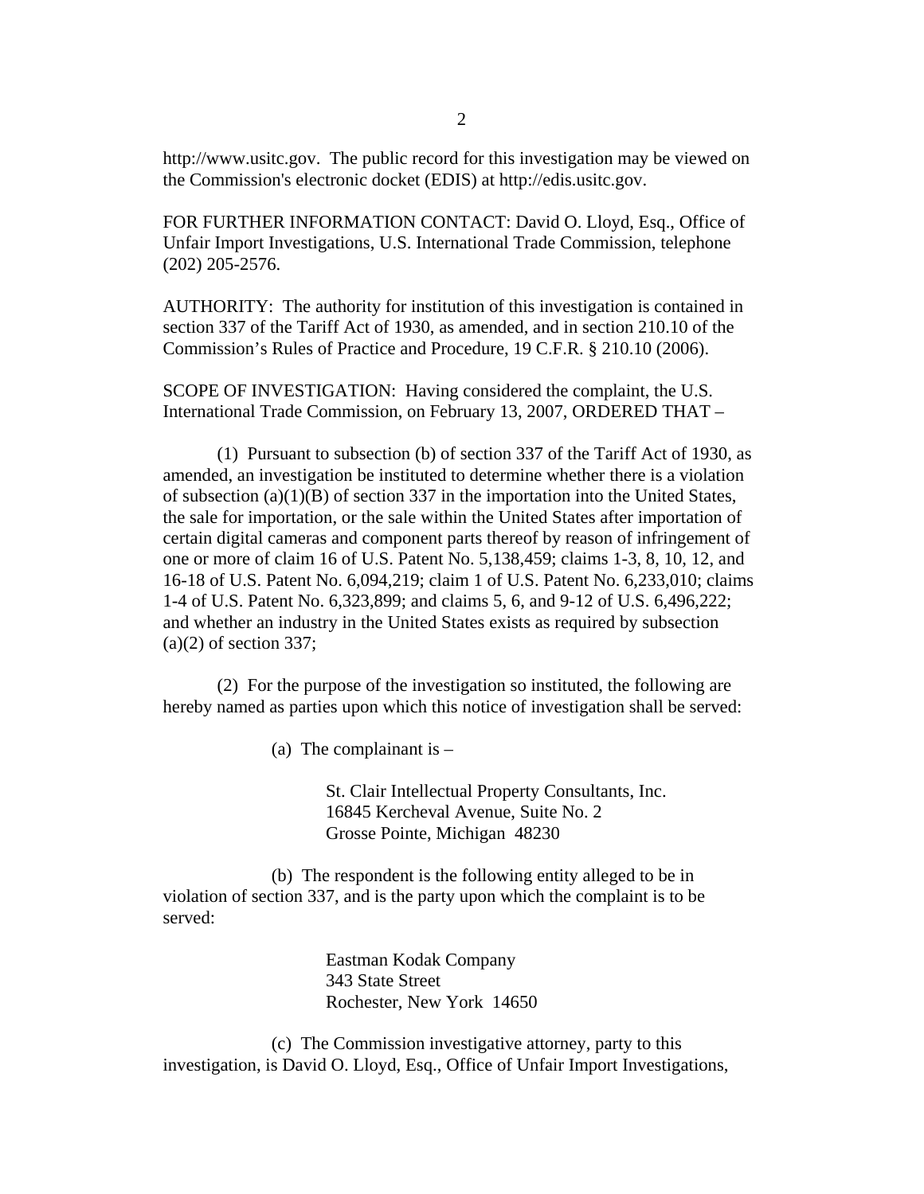http://www.usitc.gov. The public record for this investigation may be viewed on the Commission's electronic docket (EDIS) at http://edis.usitc.gov.

FOR FURTHER INFORMATION CONTACT: David O. Lloyd, Esq., Office of Unfair Import Investigations, U.S. International Trade Commission, telephone (202) 205-2576.

AUTHORITY: The authority for institution of this investigation is contained in section 337 of the Tariff Act of 1930, as amended, and in section 210.10 of the Commission's Rules of Practice and Procedure, 19 C.F.R. § 210.10 (2006).

SCOPE OF INVESTIGATION: Having considered the complaint, the U.S. International Trade Commission, on February 13, 2007, ORDERED THAT –

(1) Pursuant to subsection (b) of section 337 of the Tariff Act of 1930, as amended, an investigation be instituted to determine whether there is a violation of subsection (a)(1)(B) of section 337 in the importation into the United States, the sale for importation, or the sale within the United States after importation of certain digital cameras and component parts thereof by reason of infringement of one or more of claim 16 of U.S. Patent No. 5,138,459; claims 1-3, 8, 10, 12, and 16-18 of U.S. Patent No. 6,094,219; claim 1 of U.S. Patent No. 6,233,010; claims 1-4 of U.S. Patent No. 6,323,899; and claims 5, 6, and 9-12 of U.S. 6,496,222; and whether an industry in the United States exists as required by subsection (a)(2) of section 337;

(2) For the purpose of the investigation so instituted, the following are hereby named as parties upon which this notice of investigation shall be served:

(a) The complainant is –

St. Clair Intellectual Property Consultants, Inc.
16845 Kercheval Avenue, Suite No. 2
Grosse Pointe, Michigan 48230

(b) The respondent is the following entity alleged to be in violation of section 337, and is the party upon which the complaint is to be served:

Eastman Kodak Company
343 State Street
Rochester, New York 14650

(c) The Commission investigative attorney, party to this investigation, is David O. Lloyd, Esq., Office of Unfair Import Investigations,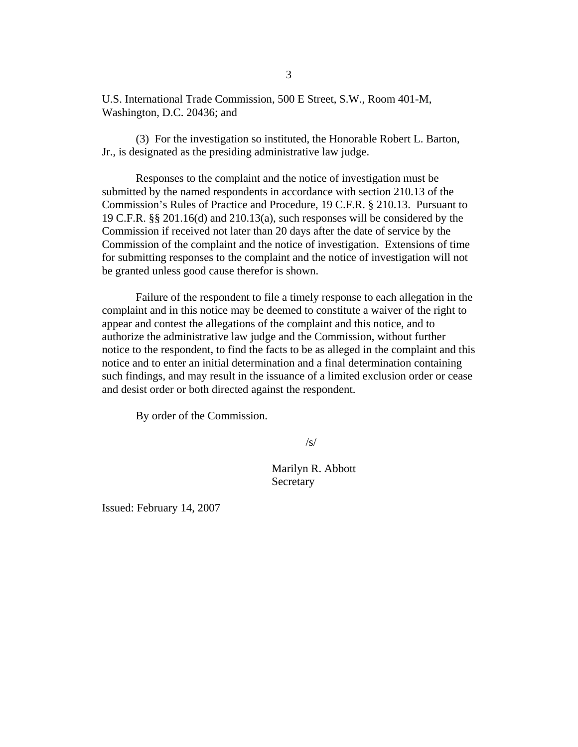U.S. International Trade Commission, 500 E Street, S.W., Room 401-M, Washington, D.C. 20436; and

(3) For the investigation so instituted, the Honorable Robert L. Barton, Jr., is designated as the presiding administrative law judge.

Responses to the complaint and the notice of investigation must be submitted by the named respondents in accordance with section 210.13 of the Commission's Rules of Practice and Procedure, 19 C.F.R. § 210.13. Pursuant to 19 C.F.R. §§ 201.16(d) and 210.13(a), such responses will be considered by the Commission if received not later than 20 days after the date of service by the Commission of the complaint and the notice of investigation. Extensions of time for submitting responses to the complaint and the notice of investigation will not be granted unless good cause therefor is shown.

Failure of the respondent to file a timely response to each allegation in the complaint and in this notice may be deemed to constitute a waiver of the right to appear and contest the allegations of the complaint and this notice, and to authorize the administrative law judge and the Commission, without further notice to the respondent, to find the facts to be as alleged in the complaint and this notice and to enter an initial determination and a final determination containing such findings, and may result in the issuance of a limited exclusion order or cease and desist order or both directed against the respondent.

By order of the Commission.

/s/

Marilyn R. Abbott
Secretary

Issued: February 14, 2007